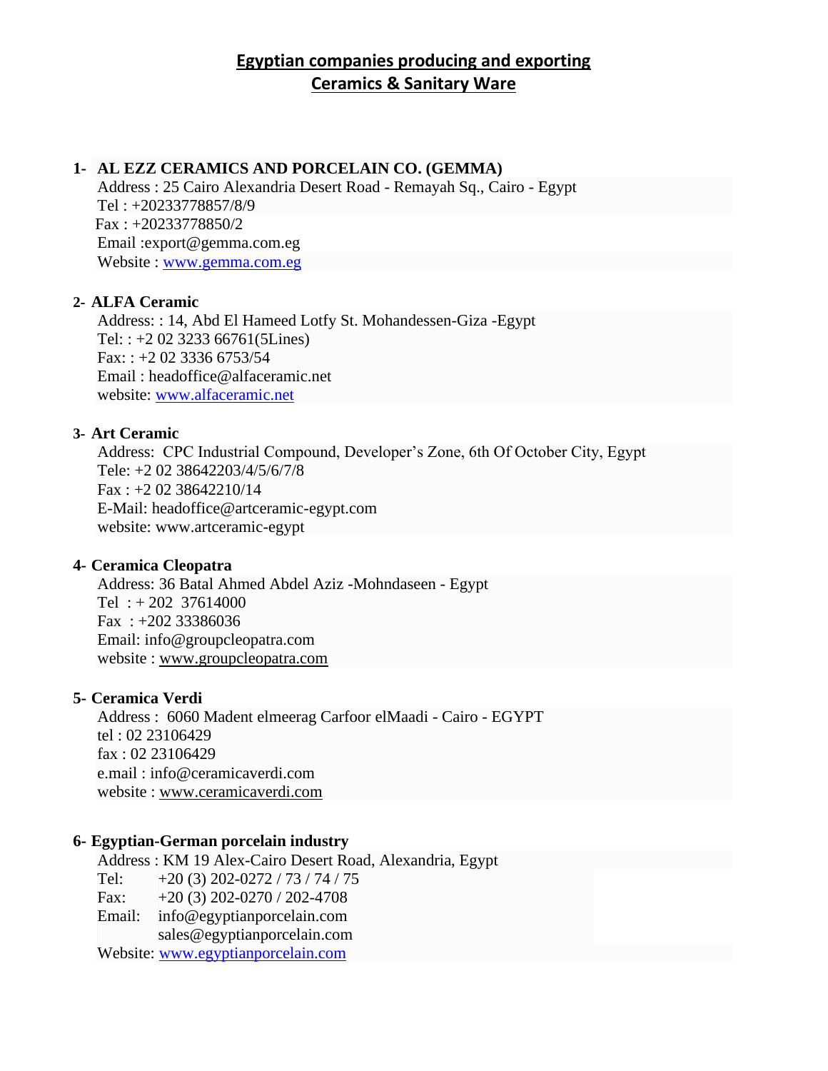# Egyptian companies producing and exporting Ceramics & Sanitary Ware

**1- AL EZZ CERAMICS AND PORCELAIN CO. (GEMMA)**

Address : 25 Cairo Alexandria Desert Road - Remayah Sq., Cairo - Egypt
Tel : +20233778857/8/9
Fax : +20233778850/2
Email :export@gemma.com.eg
Website : www.gemma.com.eg

**2- ALFA Ceramic**

Address: : 14, Abd El Hameed Lotfy St. Mohandessen-Giza -Egypt
Tel: : +2 02 3233 66761(5Lines)
Fax: : +2 02 3336 6753/54
Email : headoffice@alfaceramic.net
website: www.alfaceramic.net

**3- Art Ceramic**

Address: CPC Industrial Compound, Developer's Zone, 6th Of October City, Egypt
Tele: +2 02 38642203/4/5/6/7/8
Fax : +2 02 38642210/14
E-Mail: headoffice@artceramic-egypt.com
website: www.artceramic-egypt

**4- Ceramica Cleopatra**

Address: 36 Batal Ahmed Abdel Aziz -Mohndaseen - Egypt
Tel : + 202 37614000
Fax : +202 33386036
Email: info@groupcleopatra.com
website : www.groupcleopatra.com

**5- Ceramica Verdi**

Address : 6060 Madent elmeerag Carfoor elMaadi - Cairo - EGYPT
tel : 02 23106429
fax : 02 23106429
e.mail : info@ceramicaverdi.com
website : www.ceramicaverdi.com

**6- Egyptian-German porcelain industry**

Address : KM 19 Alex-Cairo Desert Road, Alexandria, Egypt
Tel: +20 (3) 202-0272 / 73 / 74 / 75
Fax: +20 (3) 202-0270 / 202-4708
Email: info@egyptianporcelain.com
sales@egyptianporcelain.com
Website: www.egyptianporcelain.com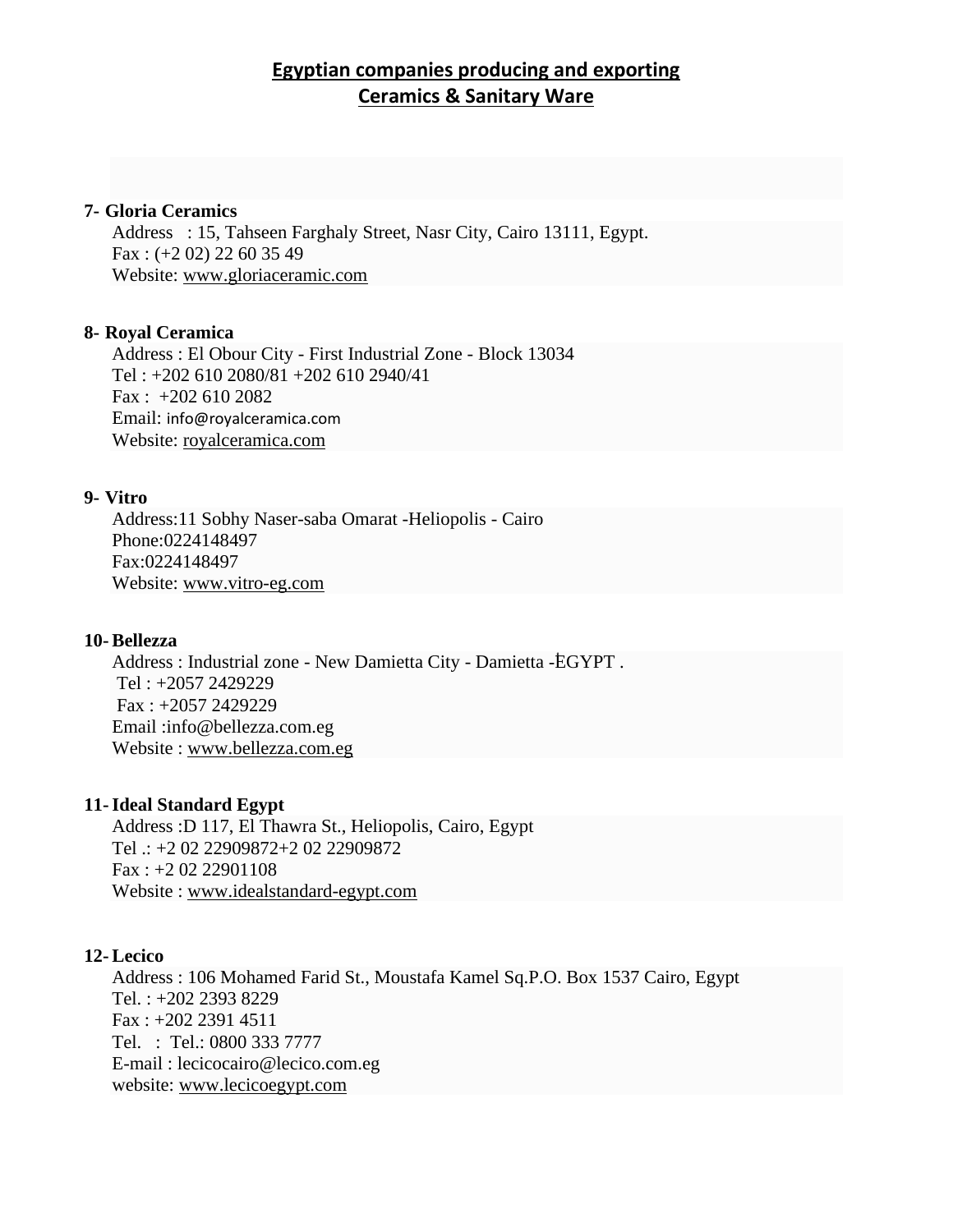## Egyptian companies producing and exporting Ceramics & Sanitary Ware

**7- Gloria Ceramics**

Address : 15, Tahseen Farghaly Street, Nasr City, Cairo 13111, Egypt.
Fax : (+2 02) 22 60 35 49
Website: www.gloriaceramic.com

**8- Royal Ceramica**

Address : El Obour City - First Industrial Zone - Block 13034
Tel : +202 610 2080/81 +202 610 2940/41
Fax : +202 610 2082
Email: info@royalceramica.com
Website: royalceramica.com

**9- Vitro**

Address:11 Sobhy Naser-saba Omarat -Heliopolis - Cairo
Phone:0224148497
Fax:0224148497
Website: www.vitro-eg.com

**10- Bellezza**

Address : Industrial zone - New Damietta City - Damietta -EGYPT .
Tel : +2057 2429229
Fax : +2057 2429229
Email :info@bellezza.com.eg
Website : www.bellezza.com.eg

**11- Ideal Standard Egypt**

Address :D 117, El Thawra St., Heliopolis, Cairo, Egypt
Tel .: +2 02 22909872+2 02 22909872
Fax : +2 02 22901108
Website : www.idealstandard-egypt.com

**12- Lecico**

Address : 106 Mohamed Farid St., Moustafa Kamel Sq.P.O. Box 1537 Cairo, Egypt
Tel. : +202 2393 8229
Fax : +202 2391 4511
Tel. : Tel.: 0800 333 7777
E-mail : lecicocairo@lecico.com.eg
website: www.lecicoegypt.com